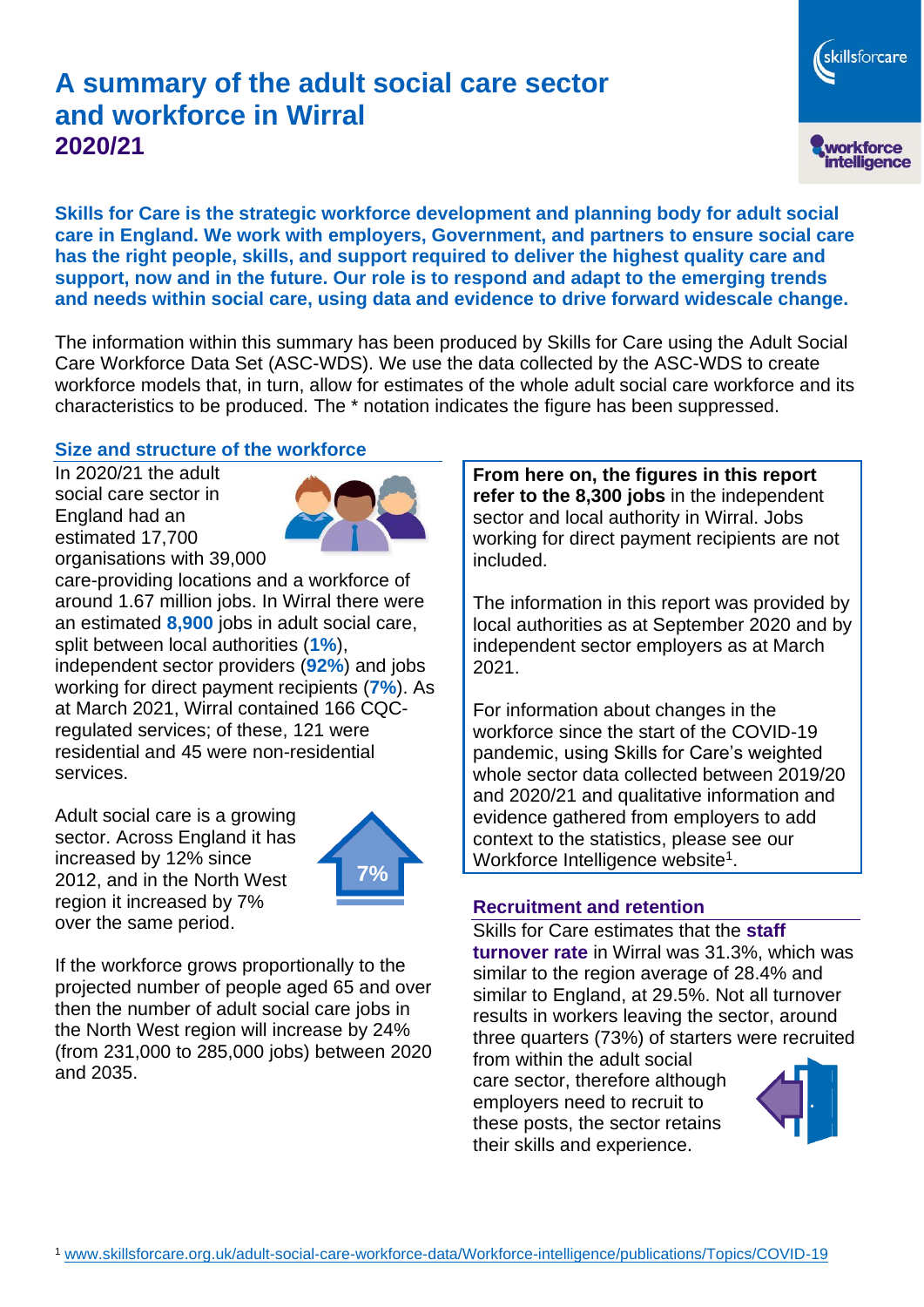# A summary of the adult social care sector and workforce in Wirral
## 2020/21

**Skills for Care is the strategic workforce development and planning body for adult social care in England. We work with employers, Government, and partners to ensure social care has the right people, skills, and support required to deliver the highest quality care and support, now and in the future. Our role is to respond and adapt to the emerging trends and needs within social care, using data and evidence to drive forward widescale change.**

The information within this summary has been produced by Skills for Care using the Adult Social Care Workforce Data Set (ASC-WDS). We use the data collected by the ASC-WDS to create workforce models that, in turn, allow for estimates of the whole adult social care workforce and its characteristics to be produced. The * notation indicates the figure has been suppressed.

### Size and structure of the workforce

In 2020/21 the adult social care sector in England had an estimated 17,700 organisations with 39,000 care-providing locations and a workforce of around 1.67 million jobs. In Wirral there were an estimated **8,900** jobs in adult social care, split between local authorities (**1%**), independent sector providers (**92%**) and jobs working for direct payment recipients (**7%**). As at March 2021, Wirral contained 166 CQC-regulated services; of these, 121 were residential and 45 were non-residential services.

Adult social care is a growing sector. Across England it has increased by 12% since 2012, and in the North West region it increased by 7% over the same period.

7%

If the workforce grows proportionally to the projected number of people aged 65 and over then the number of adult social care jobs in the North West region will increase by 24% (from 231,000 to 285,000 jobs) between 2020 and 2035.

**From here on, the figures in this report refer to the 8,300 jobs** in the independent sector and local authority in Wirral. Jobs working for direct payment recipients are not included.

The information in this report was provided by local authorities as at September 2020 and by independent sector employers as at March 2021.

For information about changes in the workforce since the start of the COVID-19 pandemic, using Skills for Care's weighted whole sector data collected between 2019/20 and 2020/21 and qualitative information and evidence gathered from employers to add context to the statistics, please see our Workforce Intelligence website[1].

### Recruitment and retention

Skills for Care estimates that the **staff turnover rate** in Wirral was 31.3%, which was similar to the region average of 28.4% and similar to England, at 29.5%. Not all turnover results in workers leaving the sector, around three quarters (73%) of starters were recruited from within the adult social care sector, therefore although employers need to recruit to these posts, the sector retains their skills and experience.

[1] www.skillsforcare.org.uk/adult-social-care-workforce-data/Workforce-intelligence/publications/Topics/COVID-19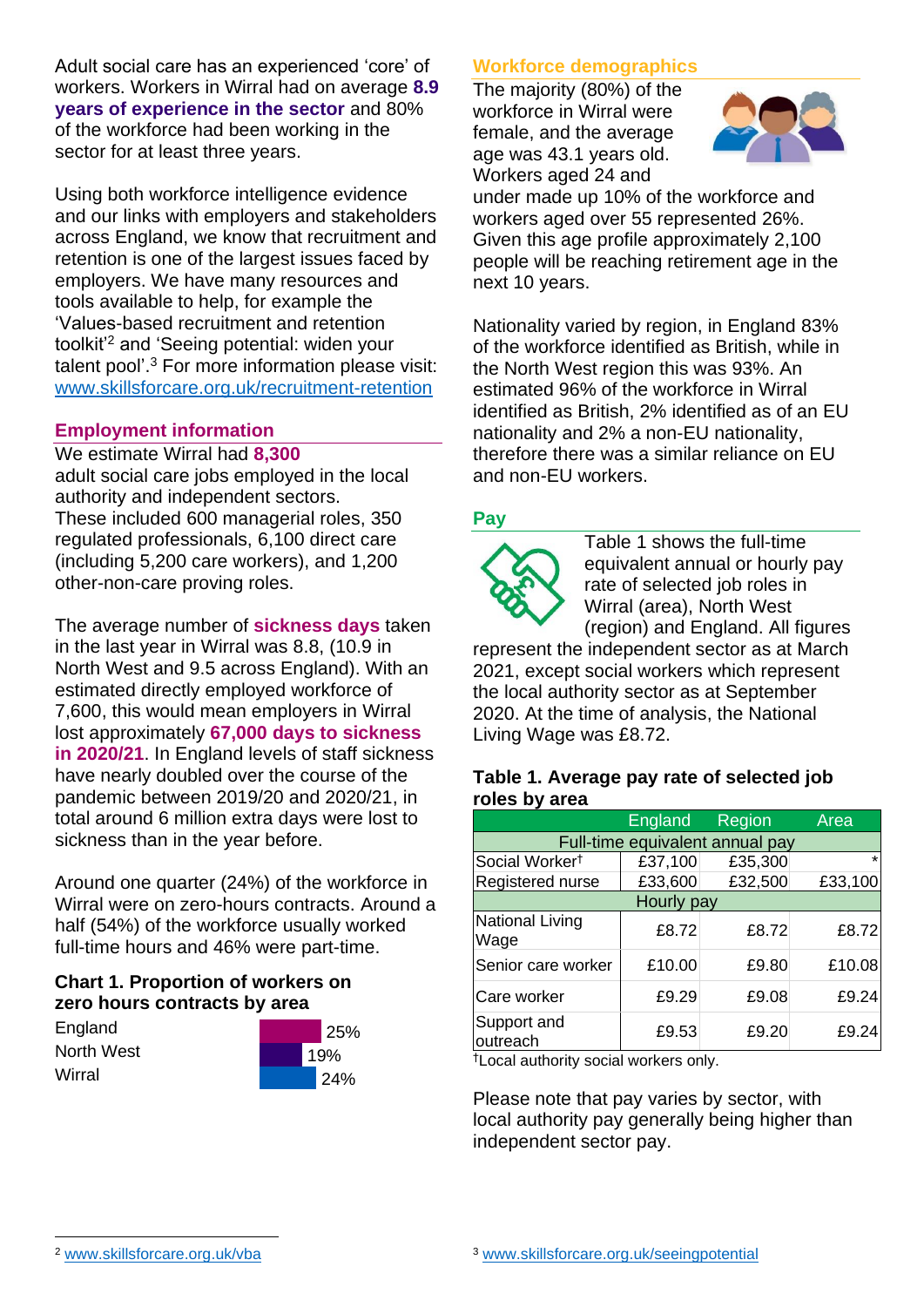Adult social care has an experienced 'core' of workers. Workers in Wirral had on average **8.9 years of experience in the sector** and 80% of the workforce had been working in the sector for at least three years.

Using both workforce intelligence evidence and our links with employers and stakeholders across England, we know that recruitment and retention is one of the largest issues faced by employers. We have many resources and tools available to help, for example the 'Values-based recruitment and retention toolkit'[2] and 'Seeing potential: widen your talent pool'.[3] For more information please visit: www.skillsforcare.org.uk/recruitment-retention

## Employment information

We estimate Wirral had **8,300** adult social care jobs employed in the local authority and independent sectors. These included 600 managerial roles, 350 regulated professionals, 6,100 direct care (including 5,200 care workers), and 1,200 other-non-care proving roles.

The average number of **sickness days** taken in the last year in Wirral was 8.8, (10.9 in North West and 9.5 across England). With an estimated directly employed workforce of 7,600, this would mean employers in Wirral lost approximately **67,000 days to sickness in 2020/21**. In England levels of staff sickness have nearly doubled over the course of the pandemic between 2019/20 and 2020/21, in total around 6 million extra days were lost to sickness than in the year before.

Around one quarter (24%) of the workforce in Wirral were on zero-hours contracts. Around a half (54%) of the workforce usually worked full-time hours and 46% were part-time.

### Chart 1. Proportion of workers on zero hours contracts by area

| Area | Proportion |
|---|---|
| England | 25% |
| North West | 19% |
| Wirral | 24% |

## Workforce demographics

The majority (80%) of the workforce in Wirral were female, and the average age was 43.1 years old. Workers aged 24 and under made up 10% of the workforce and workers aged over 55 represented 26%. Given this age profile approximately 2,100 people will be reaching retirement age in the next 10 years.

Nationality varied by region, in England 83% of the workforce identified as British, while in the North West region this was 93%. An estimated 96% of the workforce in Wirral identified as British, 2% identified as of an EU nationality and 2% a non-EU nationality, therefore there was a similar reliance on EU and non-EU workers.

## Pay

Table 1 shows the full-time equivalent annual or hourly pay rate of selected job roles in Wirral (area), North West (region) and England. All figures represent the independent sector as at March 2021, except social workers which represent the local authority sector as at September 2020. At the time of analysis, the National Living Wage was £8.72.

### Table 1. Average pay rate of selected job roles by area

| | England | Region | Area |
|---|---|---|---|
| Full-time equivalent annual pay | | | |
| Social Worker† | £37,100 | £35,300 | * |
| Registered nurse | £33,600 | £32,500 | £33,100 |
| Hourly pay | | | |
| National Living Wage | £8.72 | £8.72 | £8.72 |
| Senior care worker | £10.00 | £9.80 | £10.08 |
| Care worker | £9.29 | £9.08 | £9.24 |
| Support and outreach | £9.53 | £9.20 | £9.24 |

†Local authority social workers only.

Please note that pay varies by sector, with local authority pay generally being higher than independent sector pay.

[2] www.skillsforcare.org.uk/vba

[3] www.skillsforcare.org.uk/seeingpotential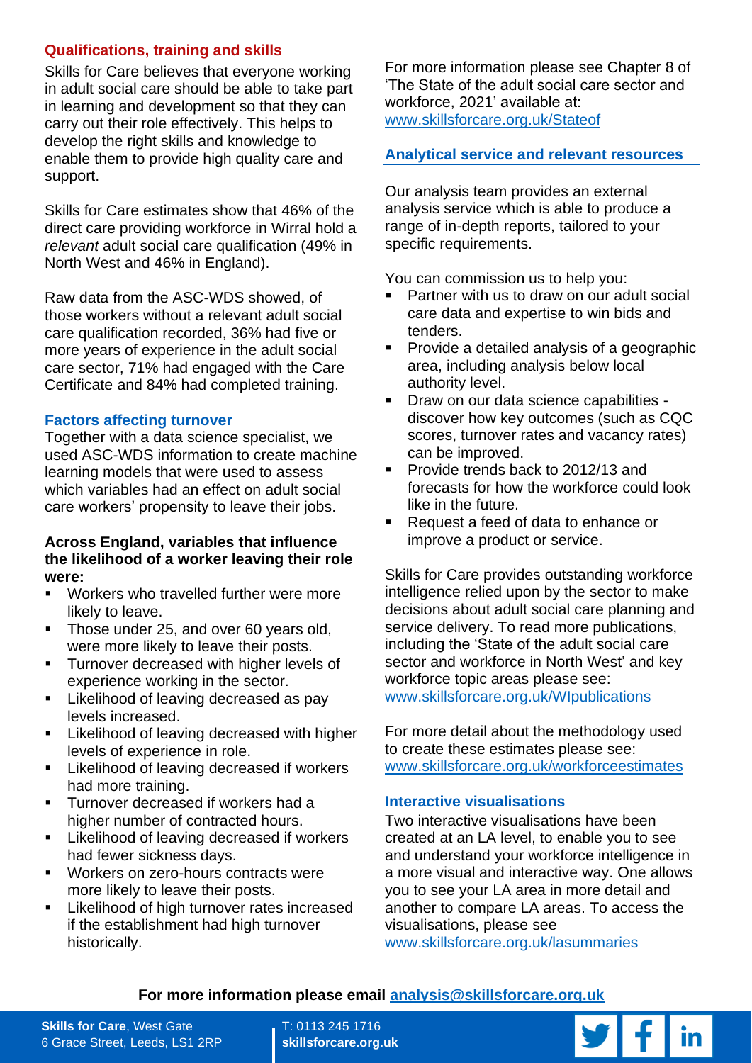## Qualifications, training and skills

Skills for Care believes that everyone working in adult social care should be able to take part in learning and development so that they can carry out their role effectively. This helps to develop the right skills and knowledge to enable them to provide high quality care and support.

Skills for Care estimates show that 46% of the direct care providing workforce in Wirral hold a *relevant* adult social care qualification (49% in North West and 46% in England).

Raw data from the ASC-WDS showed, of those workers without a relevant adult social care qualification recorded, 36% had five or more years of experience in the adult social care sector, 71% had engaged with the Care Certificate and 84% had completed training.

## Factors affecting turnover

Together with a data science specialist, we used ASC-WDS information to create machine learning models that were used to assess which variables had an effect on adult social care workers' propensity to leave their jobs.

**Across England, variables that influence the likelihood of a worker leaving their role were:**

- Workers who travelled further were more likely to leave.
- Those under 25, and over 60 years old, were more likely to leave their posts.
- Turnover decreased with higher levels of experience working in the sector.
- Likelihood of leaving decreased as pay levels increased.
- Likelihood of leaving decreased with higher levels of experience in role.
- Likelihood of leaving decreased if workers had more training.
- Turnover decreased if workers had a higher number of contracted hours.
- Likelihood of leaving decreased if workers had fewer sickness days.
- Workers on zero-hours contracts were more likely to leave their posts.
- Likelihood of high turnover rates increased if the establishment had high turnover historically.

For more information please see Chapter 8 of 'The State of the adult social care sector and workforce, 2021' available at: www.skillsforcare.org.uk/Stateof

## Analytical service and relevant resources

Our analysis team provides an external analysis service which is able to produce a range of in-depth reports, tailored to your specific requirements.

You can commission us to help you:

- Partner with us to draw on our adult social care data and expertise to win bids and tenders.
- Provide a detailed analysis of a geographic area, including analysis below local authority level.
- Draw on our data science capabilities - discover how key outcomes (such as CQC scores, turnover rates and vacancy rates) can be improved.
- Provide trends back to 2012/13 and forecasts for how the workforce could look like in the future.
- Request a feed of data to enhance or improve a product or service.

Skills for Care provides outstanding workforce intelligence relied upon by the sector to make decisions about adult social care planning and service delivery. To read more publications, including the 'State of the adult social care sector and workforce in North West' and key workforce topic areas please see: www.skillsforcare.org.uk/WIpublications

For more detail about the methodology used to create these estimates please see: www.skillsforcare.org.uk/workforceestimates

## Interactive visualisations

Two interactive visualisations have been created at an LA level, to enable you to see and understand your workforce intelligence in a more visual and interactive way. One allows you to see your LA area in more detail and another to compare LA areas. To access the visualisations, please see www.skillsforcare.org.uk/lasummaries

**For more information please email analysis@skillsforcare.org.uk**

**Skills for Care**, West Gate
6 Grace Street, Leeds, LS1 2RP

T: 0113 245 1716
**skillsforcare.org.uk**